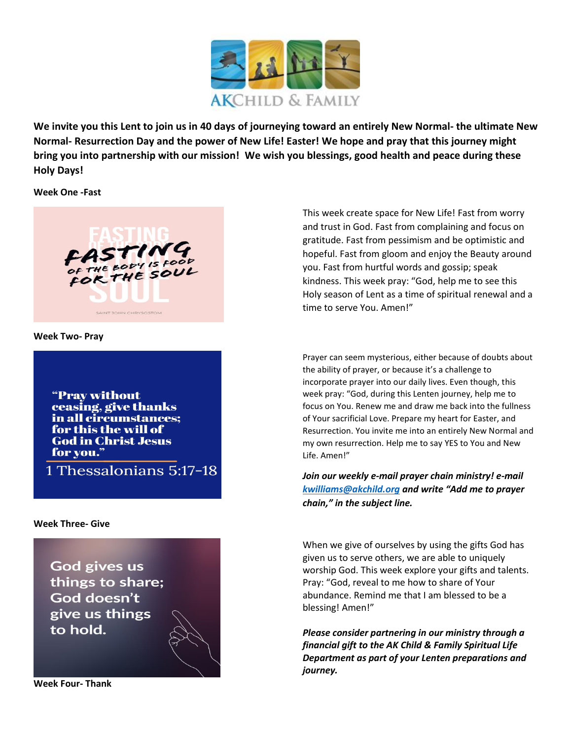AKCHILD & FAMILY

**We invite you this Lent to join us in 40 days of journeying toward an entirely New Normal- the ultimate New Normal- Resurrection Day and the power of New Life! Easter! We hope and pray that this journey might bring you into partnership with our mission! We wish you blessings, good health and peace during these Holy Days!**

**Week One -Fast**

FASTING OF THE BODY IS FOOD FOR THE SOUL

SAINT JOHN CHRYSOSTOM

This week create space for New Life! Fast from worry and trust in God. Fast from complaining and focus on gratitude. Fast from pessimism and be optimistic and hopeful. Fast from gloom and enjoy the Beauty around you. Fast from hurtful words and gossip; speak kindness. This week pray: "God, help me to see this Holy season of Lent as a time of spiritual renewal and a time to serve You. Amen!"

**Week Two- Pray**

"Pray without ceasing, give thanks in all circumstances; for this the will of God in Christ Jesus for you."

1 Thessalonians 5:17-18

Prayer can seem mysterious, either because of doubts about the ability of prayer, or because it's a challenge to incorporate prayer into our daily lives. Even though, this week pray: "God, during this Lenten journey, help me to focus on You. Renew me and draw me back into the fullness of Your sacrificial Love. Prepare my heart for Easter, and Resurrection. You invite me into an entirely New Normal and my own resurrection. Help me to say YES to You and New Life. Amen!"

***Join our weekly e-mail prayer chain ministry! e-mail kwilliams@akchild.org and write "Add me to prayer chain," in the subject line.***

**Week Three- Give**

God gives us things to share; God doesn't give us things to hold.

When we give of ourselves by using the gifts God has given us to serve others, we are able to uniquely worship God. This week explore your gifts and talents. Pray: "God, reveal to me how to share of Your abundance. Remind me that I am blessed to be a blessing! Amen!"

***Please consider partnering in our ministry through a financial gift to the AK Child & Family Spiritual Life Department as part of your Lenten preparations and journey.***

**Week Four- Thank**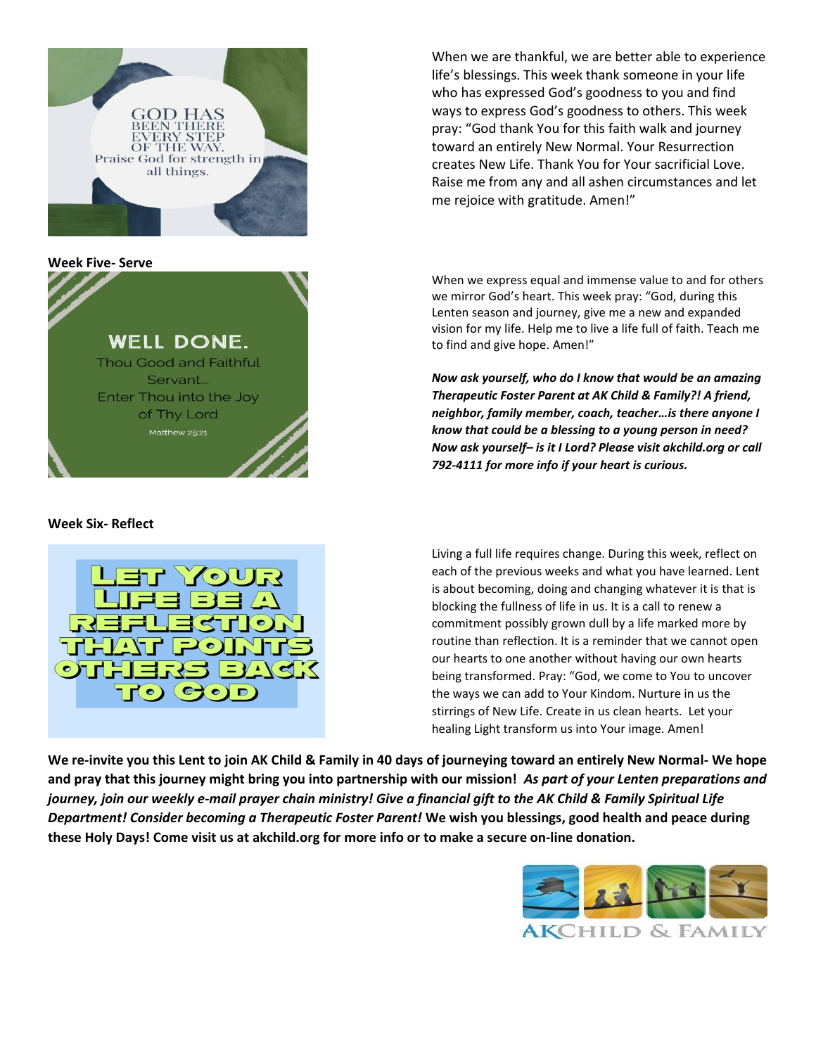GOD HAS BEEN THERE EVERY STEP OF THE WAY. Praise God for strength in all things.

When we are thankful, we are better able to experience life's blessings. This week thank someone in your life who has expressed God's goodness to you and find ways to express God's goodness to others. This week pray: "God thank You for this faith walk and journey toward an entirely New Normal. Your Resurrection creates New Life. Thank You for Your sacrificial Love. Raise me from any and all ashen circumstances and let me rejoice with gratitude. Amen!"

**Week Five- Serve**

WELL DONE. Thou Good and Faithful Servant... Enter Thou into the Joy of Thy Lord

Matthew 25:21

When we express equal and immense value to and for others we mirror God's heart. This week pray: "God, during this Lenten season and journey, give me a new and expanded vision for my life. Help me to live a life full of faith. Teach me to find and give hope. Amen!"

***Now ask yourself, who do I know that would be an amazing Therapeutic Foster Parent at AK Child & Family?! A friend, neighbor, family member, coach, teacher…is there anyone I know that could be a blessing to a young person in need? Now ask yourself– is it I Lord? Please visit akchild.org or call 792-4111 for more info if your heart is curious.***

**Week Six- Reflect**

LET YOUR LIFE BE A REFLECTION THAT POINTS OTHERS BACK TO GOD

Living a full life requires change. During this week, reflect on each of the previous weeks and what you have learned. Lent is about becoming, doing and changing whatever it is that is blocking the fullness of life in us. It is a call to renew a commitment possibly grown dull by a life marked more by routine than reflection. It is a reminder that we cannot open our hearts to one another without having our own hearts being transformed. Pray: "God, we come to You to uncover the ways we can add to Your Kindom. Nurture in us the stirrings of New Life. Create in us clean hearts. Let your healing Light transform us into Your image. Amen!

**We re-invite you this Lent to join AK Child & Family in 40 days of journeying toward an entirely New Normal- We hope and pray that this journey might bring you into partnership with our mission!** ***As part of your Lenten preparations and journey, join our weekly e-mail prayer chain ministry! Give a financial gift to the AK Child & Family Spiritual Life Department! Consider becoming a Therapeutic Foster Parent!*** **We wish you blessings, good health and peace during these Holy Days! Come visit us at akchild.org for more info or to make a secure on-line donation.**

AK CHILD & FAMILY